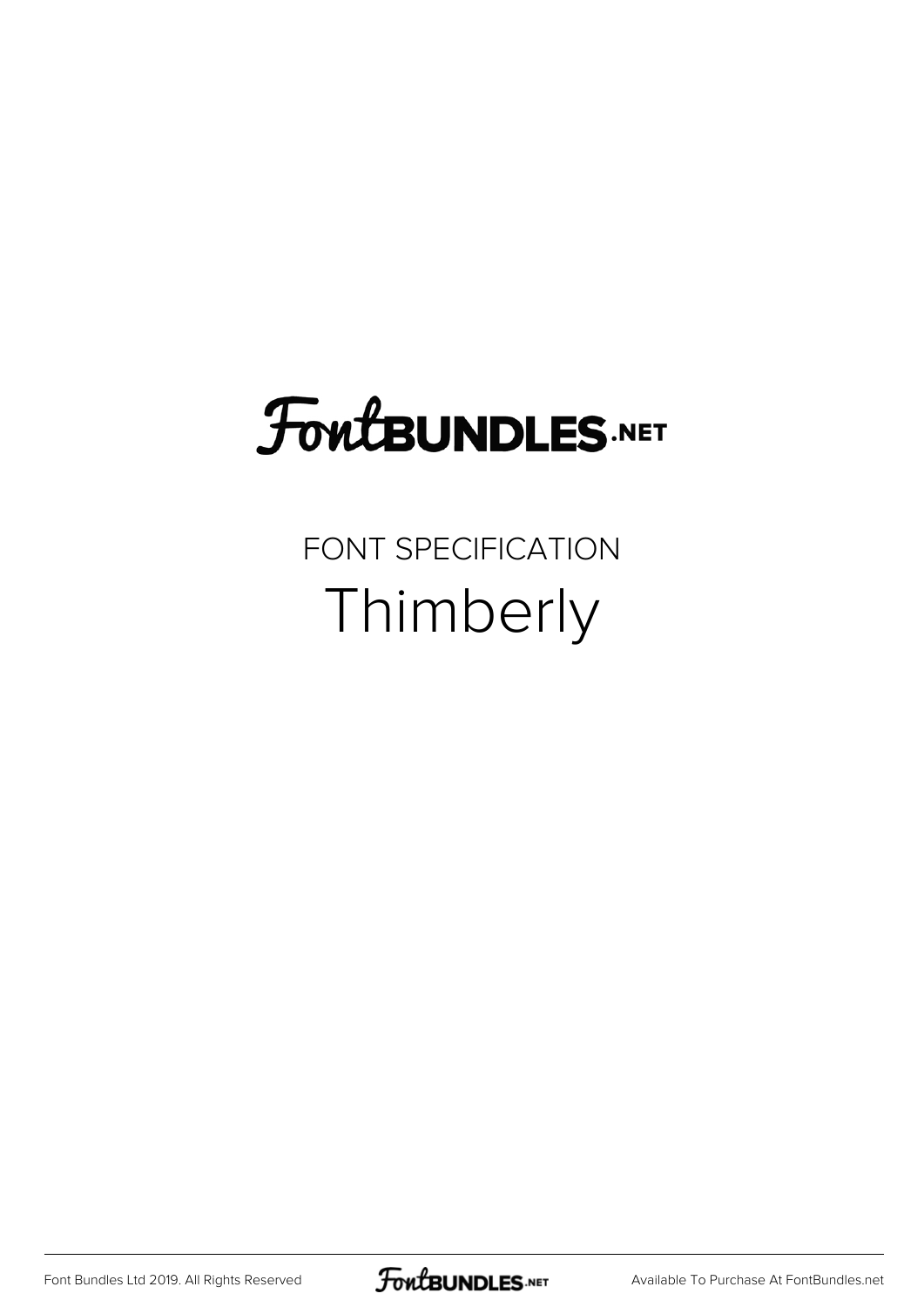# FontBUNDLES.NET

FONT SPECIFICATION

## Thimberly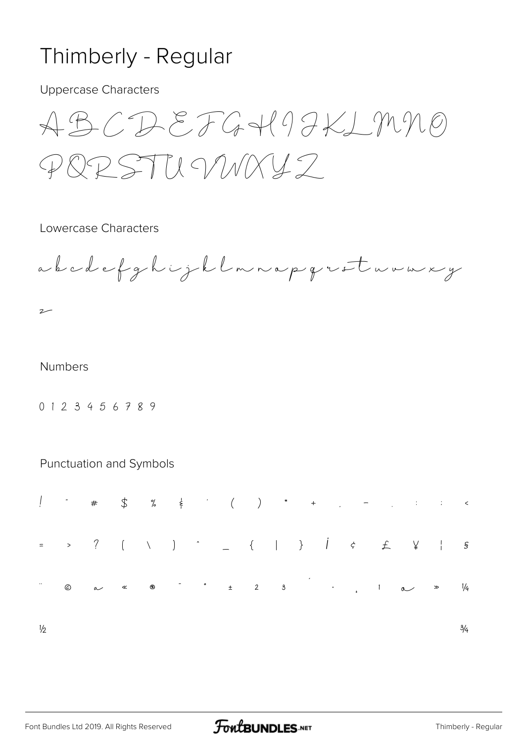# Thimberly - Regular

Uppercase Characters

A B C D E F G H I J K L M N O
P Q R S T U V W X Y Z

Lowercase Characters

a b c d e f g h i j k l m n o p q r s t u v w x y
z

Numbers

0 1 2 3 4 5 6 7 8 9

Punctuation and Symbols

! " # $ % & ' ( ) * + , - . / : ; <
= > ? [ \ ] ^ _ { | } ¡ ¢ £ ¥ ¦ §
¨ © ª « ® ¯ ° ± ² ³ ´ · ¸ ¹ º » ¼
½ ¾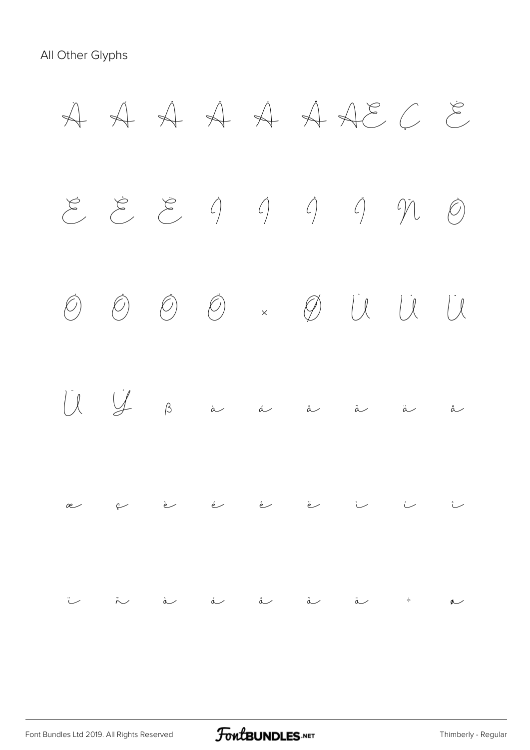All Other Glyphs

À Á Â Ã Ä Å Æ Ç È

É Ê Ë Ì Í Î Ï Ñ Ò

Ó Ô Õ Ö × Ø Ù Ú Û

Ü Ý ß à á â ã ä å

æ ç è é ê ë ì í î

ï ñ ò ó ô õ ö ÷ ø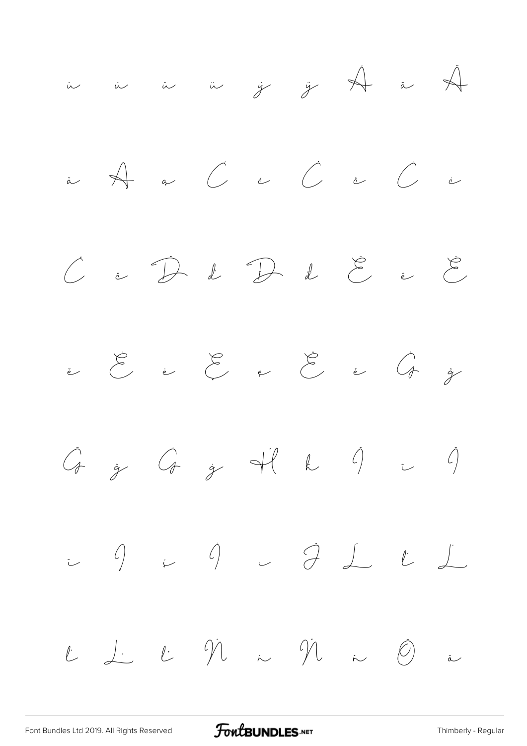ù ú û ü ý ÿ Ā ā Ă

ă Ą ą Ć ć Ĉ ĉ Ċ ċ

Č č Ď ď Đ đ Ē ē Ĕ

ĕ Ė ė Ę ę Ě ě Ĝ ĝ

Ğ ğ Ġ ġ Ĥ ĥ Ĩ ĩ Ī

ī Į į İ ı Ĵ Ĺ ĺ Ľ

ľ Ŀ ŀ Ń ń Ň ň Ō ō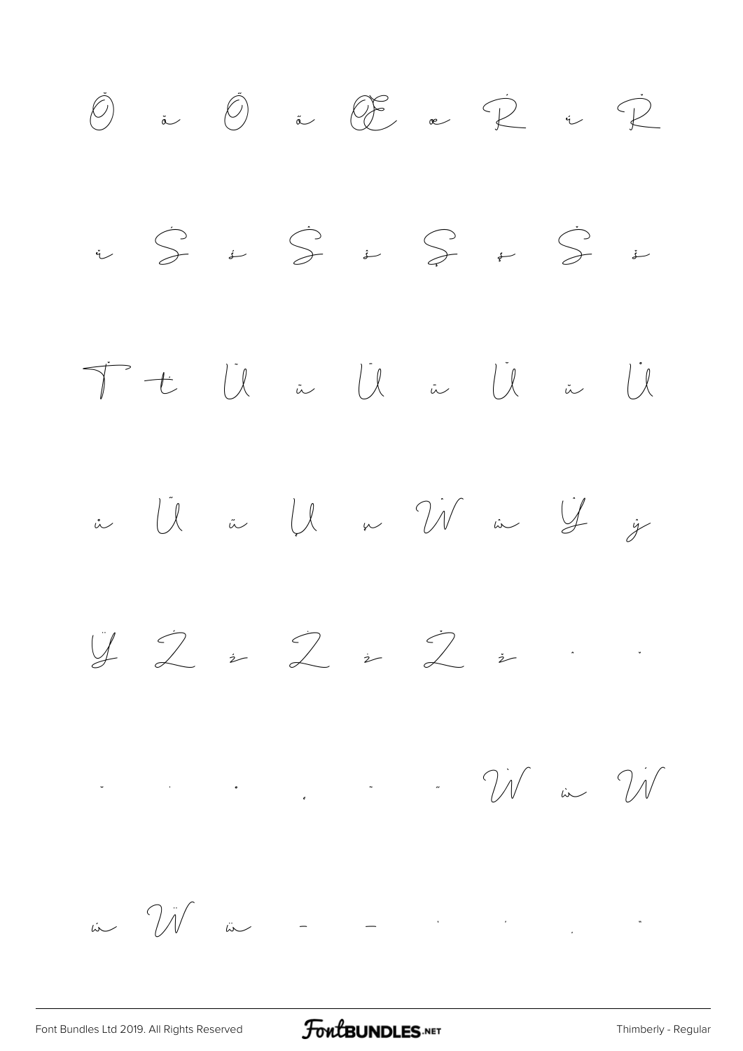Ŏ ŏ Ő ő Œ œ Ŕ ŕ Ř

ř Ś ś Ŝ ŝ Ş ş Š š

Ť ť Ũ ũ Ū ū Ŭ ŭ Ů

ů Ű ű Ų ų Ŵ ŵ Ŷ ŷ

Ÿ Ź ź Ż ż Ž ž ˆ ˇ

˘ ˙ ˚ ˛ ˜ ˝ Ẁ ẁ Ẃ

ẃ Ẅ ẅ – — ' ' ‚ "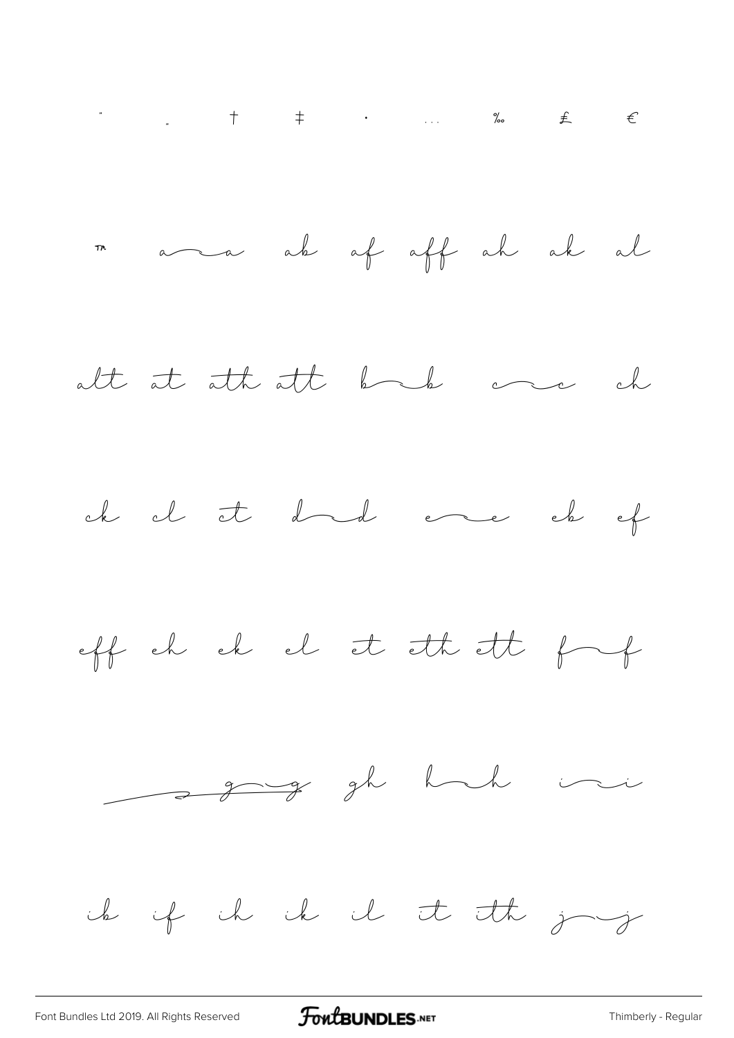" „ † ‡ · … ‰ ₤ €

™ a a ab af aff ah ak al

alt at ath att b b c c ch

ck cl ct d d e e eb ef

eff eh ek el et eth ett f f

g g gh h h i i

ib if ih ik il it ith j j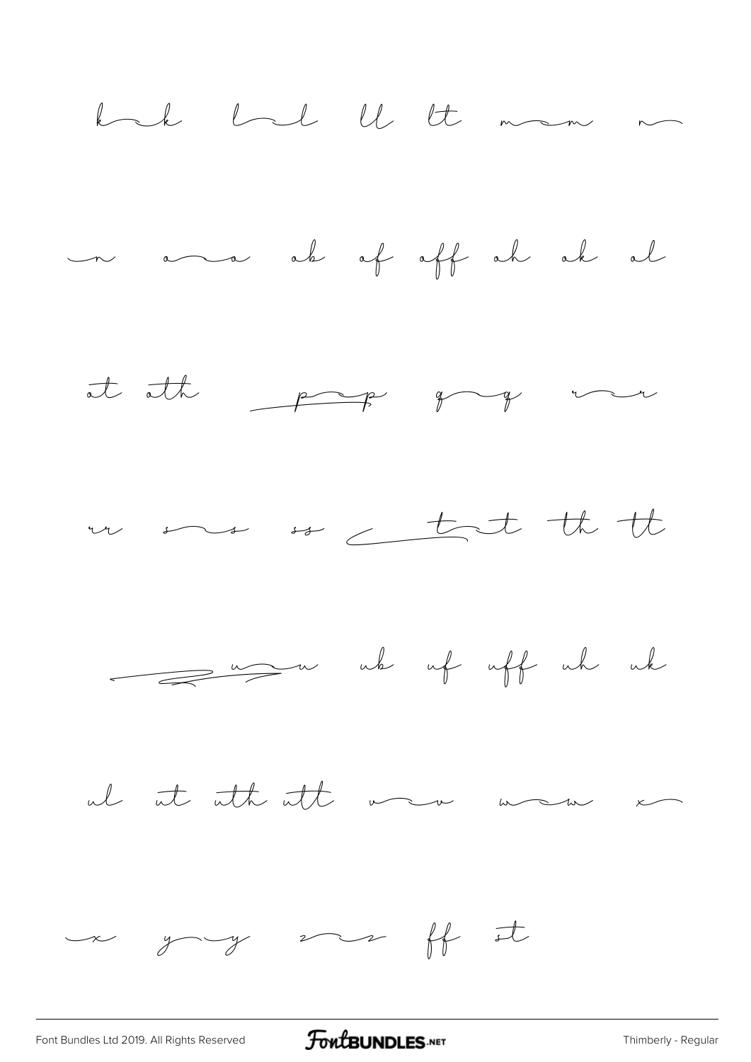k k l l ll lt m m n

n a a ab af aff ah ak al

at ath p p q q r r

rr s s ss t t th tt

u u ub uf uff uh uk

ul ut uth utt v v w w x

x y y z z ff st